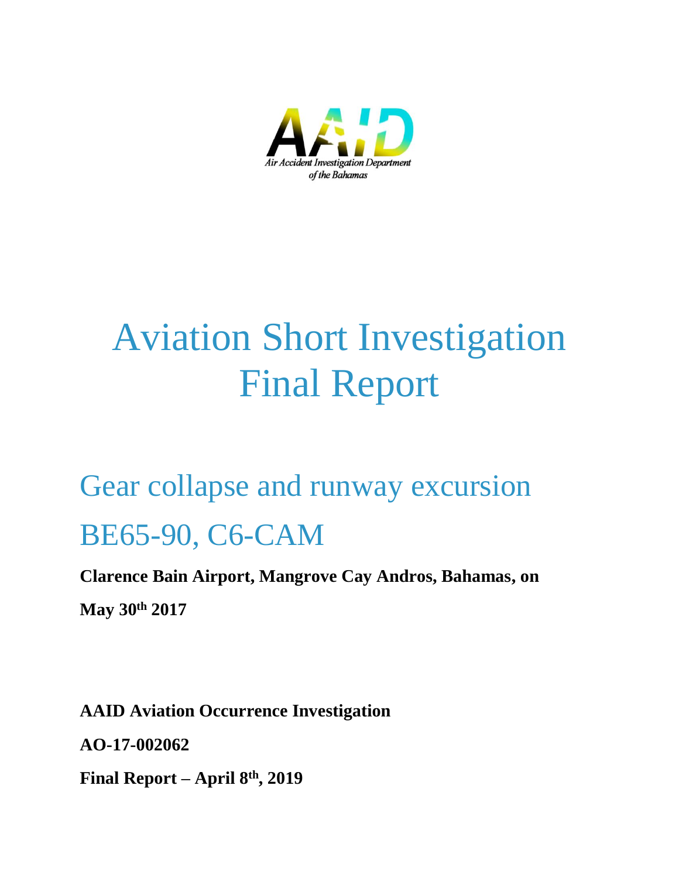AAID

Air Accident Investigation Department of the Bahamas

# Aviation Short Investigation Final Report

## Gear collapse and runway excursion BE65-90, C6-CAM

**Clarence Bain Airport, Mangrove Cay Andros, Bahamas, on May 30th 2017**

**AAID Aviation Occurrence Investigation**

**AO-17-002062**

**Final Report – April 8th, 2019**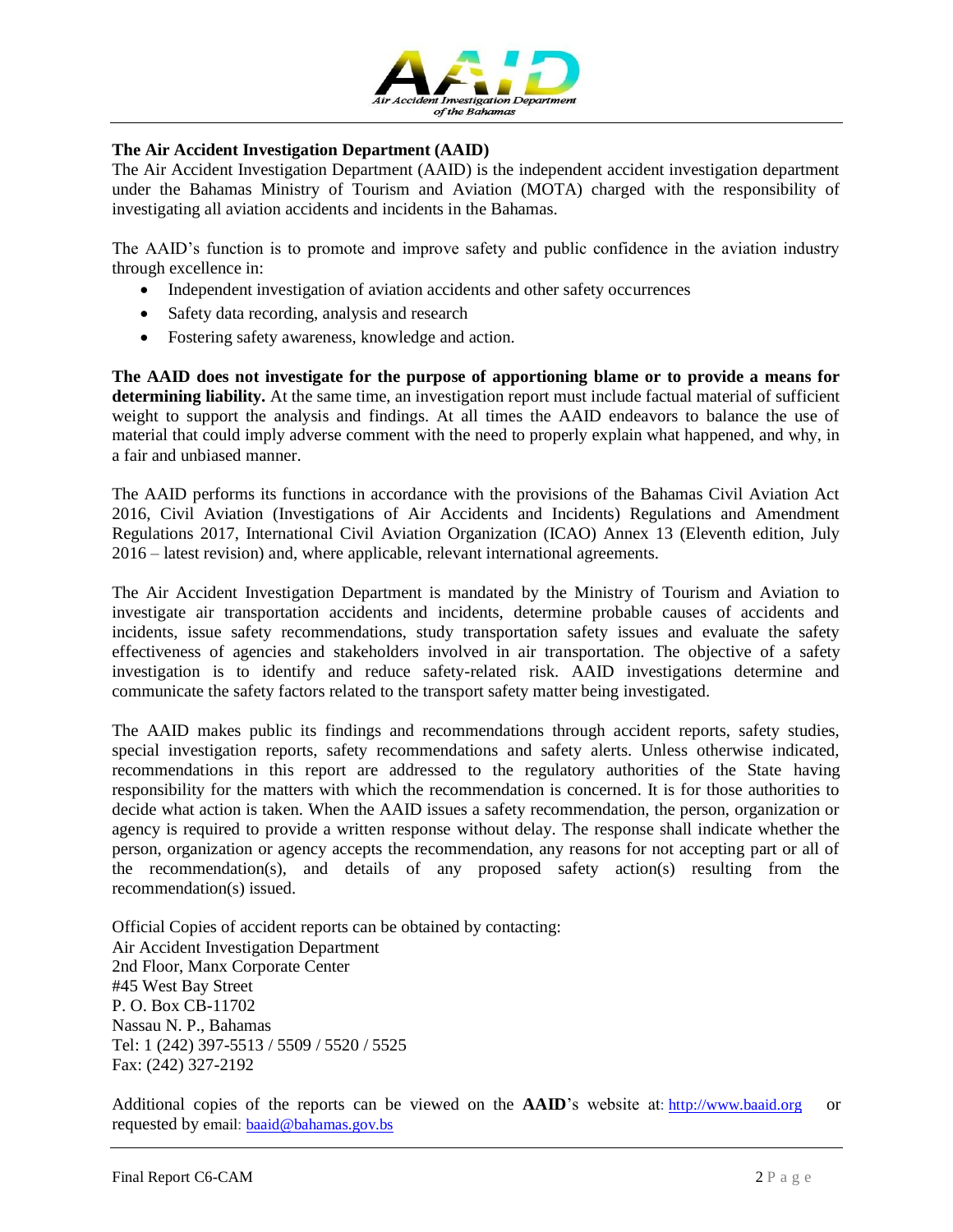## The Air Accident Investigation Department (AAID)

The Air Accident Investigation Department (AAID) is the independent accident investigation department under the Bahamas Ministry of Tourism and Aviation (MOTA) charged with the responsibility of investigating all aviation accidents and incidents in the Bahamas.

The AAID's function is to promote and improve safety and public confidence in the aviation industry through excellence in:

- Independent investigation of aviation accidents and other safety occurrences
- Safety data recording, analysis and research
- Fostering safety awareness, knowledge and action.

**The AAID does not investigate for the purpose of apportioning blame or to provide a means for determining liability.** At the same time, an investigation report must include factual material of sufficient weight to support the analysis and findings. At all times the AAID endeavors to balance the use of material that could imply adverse comment with the need to properly explain what happened, and why, in a fair and unbiased manner.

The AAID performs its functions in accordance with the provisions of the Bahamas Civil Aviation Act 2016, Civil Aviation (Investigations of Air Accidents and Incidents) Regulations and Amendment Regulations 2017, International Civil Aviation Organization (ICAO) Annex 13 (Eleventh edition, July 2016 – latest revision) and, where applicable, relevant international agreements.

The Air Accident Investigation Department is mandated by the Ministry of Tourism and Aviation to investigate air transportation accidents and incidents, determine probable causes of accidents and incidents, issue safety recommendations, study transportation safety issues and evaluate the safety effectiveness of agencies and stakeholders involved in air transportation. The objective of a safety investigation is to identify and reduce safety-related risk. AAID investigations determine and communicate the safety factors related to the transport safety matter being investigated.

The AAID makes public its findings and recommendations through accident reports, safety studies, special investigation reports, safety recommendations and safety alerts. Unless otherwise indicated, recommendations in this report are addressed to the regulatory authorities of the State having responsibility for the matters with which the recommendation is concerned. It is for those authorities to decide what action is taken. When the AAID issues a safety recommendation, the person, organization or agency is required to provide a written response without delay. The response shall indicate whether the person, organization or agency accepts the recommendation, any reasons for not accepting part or all of the recommendation(s), and details of any proposed safety action(s) resulting from the recommendation(s) issued.

Official Copies of accident reports can be obtained by contacting:
Air Accident Investigation Department
2nd Floor, Manx Corporate Center
#45 West Bay Street
P. O. Box CB-11702
Nassau N. P., Bahamas
Tel: 1 (242) 397-5513 / 5509 / 5520 / 5525
Fax: (242) 327-2192

Additional copies of the reports can be viewed on the **AAID**'s website at: http://www.baaid.org or requested by email: baaid@bahamas.gov.bs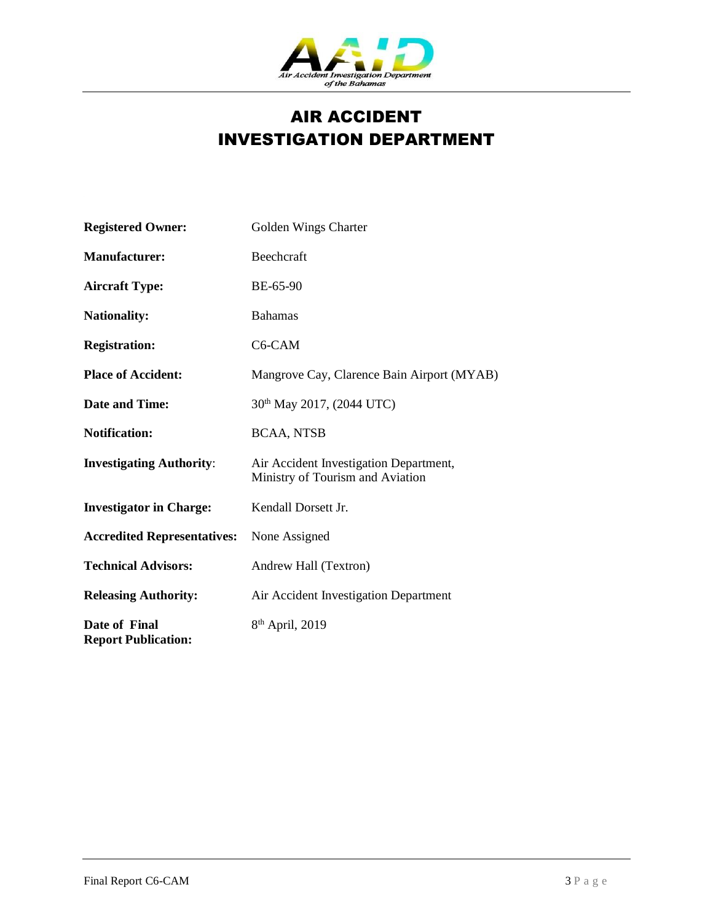# AIR ACCIDENT INVESTIGATION DEPARTMENT

| | |
|---|---|
| **Registered Owner:** | Golden Wings Charter |
| **Manufacturer:** | Beechcraft |
| **Aircraft Type:** | BE-65-90 |
| **Nationality:** | Bahamas |
| **Registration:** | C6-CAM |
| **Place of Accident:** | Mangrove Cay, Clarence Bain Airport (MYAB) |
| **Date and Time:** | 30th May 2017, (2044 UTC) |
| **Notification:** | BCAA, NTSB |
| **Investigating Authority**: | Air Accident Investigation Department, Ministry of Tourism and Aviation |
| **Investigator in Charge:** | Kendall Dorsett Jr. |
| **Accredited Representatives:** | None Assigned |
| **Technical Advisors:** | Andrew Hall (Textron) |
| **Releasing Authority:** | Air Accident Investigation Department |
| **Date of Final Report Publication:** | 8th April, 2019 |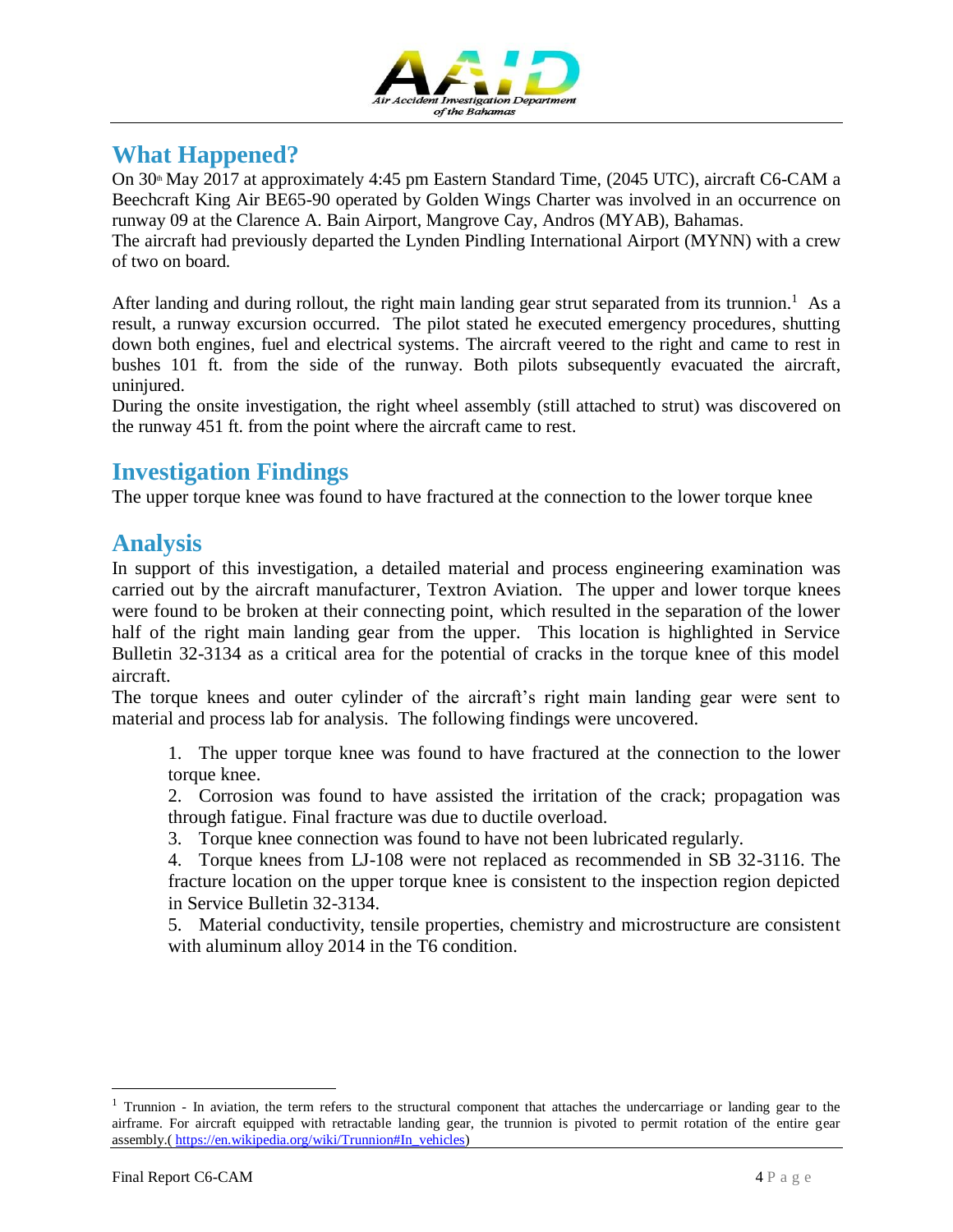## What Happened?

On 30th May 2017 at approximately 4:45 pm Eastern Standard Time, (2045 UTC), aircraft C6-CAM a Beechcraft King Air BE65-90 operated by Golden Wings Charter was involved in an occurrence on runway 09 at the Clarence A. Bain Airport, Mangrove Cay, Andros (MYAB), Bahamas.
The aircraft had previously departed the Lynden Pindling International Airport (MYNN) with a crew of two on board.

After landing and during rollout, the right main landing gear strut separated from its trunnion.[1] As a result, a runway excursion occurred. The pilot stated he executed emergency procedures, shutting down both engines, fuel and electrical systems. The aircraft veered to the right and came to rest in bushes 101 ft. from the side of the runway. Both pilots subsequently evacuated the aircraft, uninjured.
During the onsite investigation, the right wheel assembly (still attached to strut) was discovered on the runway 451 ft. from the point where the aircraft came to rest.

## Investigation Findings

The upper torque knee was found to have fractured at the connection to the lower torque knee

## Analysis

In support of this investigation, a detailed material and process engineering examination was carried out by the aircraft manufacturer, Textron Aviation. The upper and lower torque knees were found to be broken at their connecting point, which resulted in the separation of the lower half of the right main landing gear from the upper. This location is highlighted in Service Bulletin 32-3134 as a critical area for the potential of cracks in the torque knee of this model aircraft.
The torque knees and outer cylinder of the aircraft's right main landing gear were sent to material and process lab for analysis. The following findings were uncovered.

1. The upper torque knee was found to have fractured at the connection to the lower torque knee.
2. Corrosion was found to have assisted the irritation of the crack; propagation was through fatigue. Final fracture was due to ductile overload.
3. Torque knee connection was found to have not been lubricated regularly.
4. Torque knees from LJ-108 were not replaced as recommended in SB 32-3116. The fracture location on the upper torque knee is consistent to the inspection region depicted in Service Bulletin 32-3134.
5. Material conductivity, tensile properties, chemistry and microstructure are consistent with aluminum alloy 2014 in the T6 condition.

[1] Trunnion - In aviation, the term refers to the structural component that attaches the undercarriage or landing gear to the airframe. For aircraft equipped with retractable landing gear, the trunnion is pivoted to permit rotation of the entire gear assembly.( https://en.wikipedia.org/wiki/Trunnion#In_vehicles)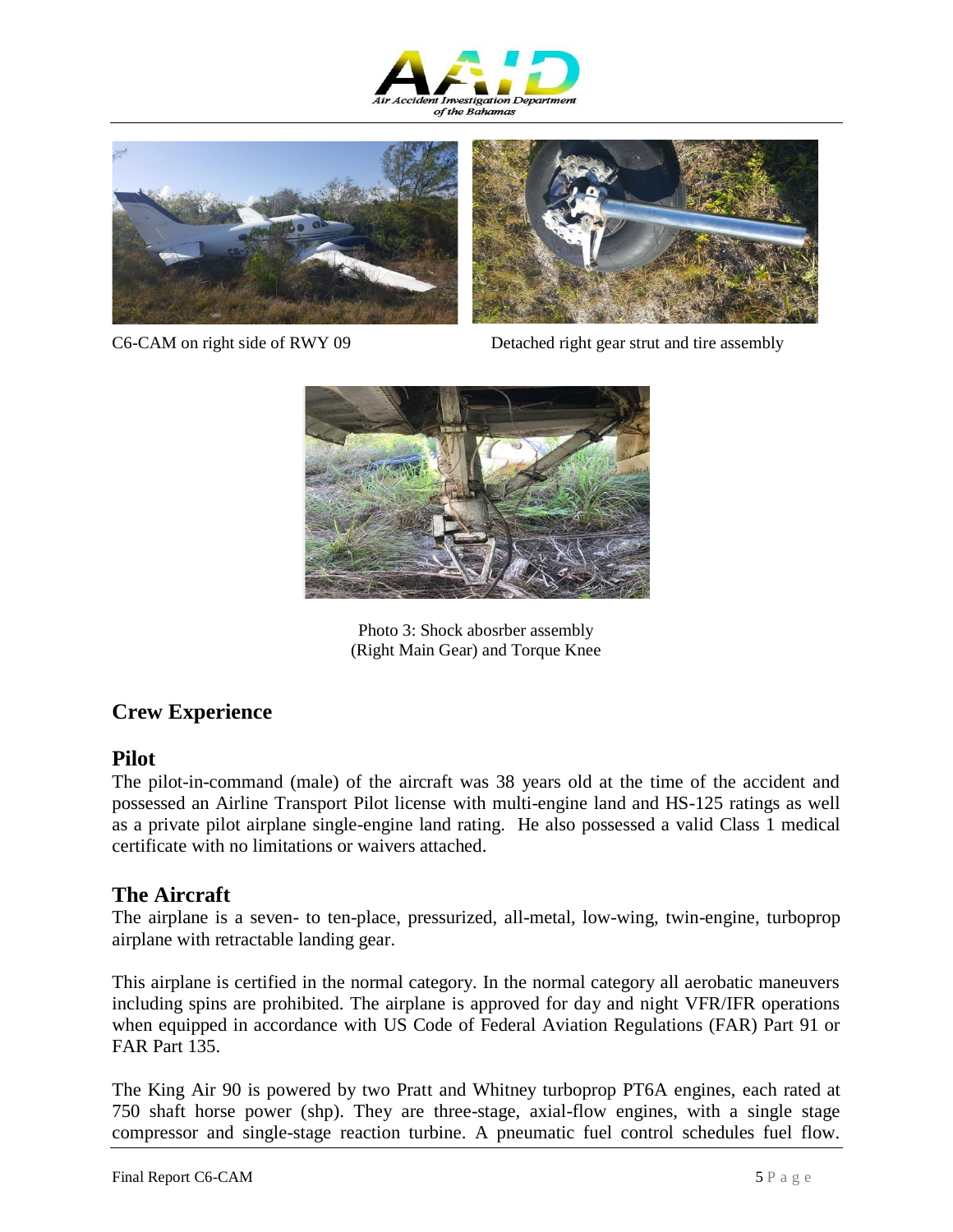C6-CAM on right side of RWY 09

Detached right gear strut and tire assembly

Photo 3: Shock abosrber assembly (Right Main Gear) and Torque Knee

## Crew Experience

### Pilot

The pilot-in-command (male) of the aircraft was 38 years old at the time of the accident and possessed an Airline Transport Pilot license with multi-engine land and HS-125 ratings as well as a private pilot airplane single-engine land rating. He also possessed a valid Class 1 medical certificate with no limitations or waivers attached.

### The Aircraft

The airplane is a seven- to ten-place, pressurized, all-metal, low-wing, twin-engine, turboprop airplane with retractable landing gear.

This airplane is certified in the normal category. In the normal category all aerobatic maneuvers including spins are prohibited. The airplane is approved for day and night VFR/IFR operations when equipped in accordance with US Code of Federal Aviation Regulations (FAR) Part 91 or FAR Part 135.

The King Air 90 is powered by two Pratt and Whitney turboprop PT6A engines, each rated at 750 shaft horse power (shp). They are three-stage, axial-flow engines, with a single stage compressor and single-stage reaction turbine. A pneumatic fuel control schedules fuel flow.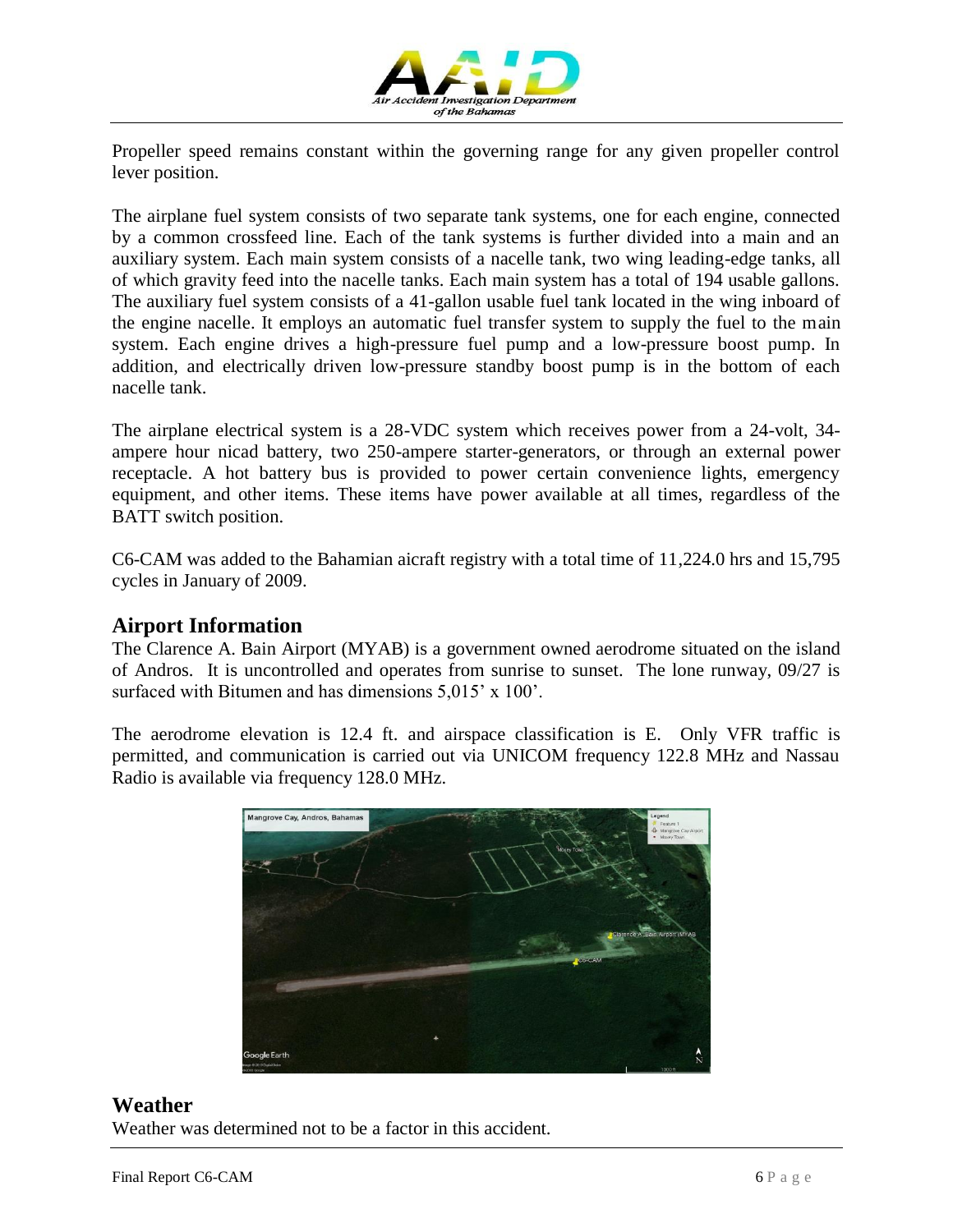Propeller speed remains constant within the governing range for any given propeller control lever position.

The airplane fuel system consists of two separate tank systems, one for each engine, connected by a common crossfeed line. Each of the tank systems is further divided into a main and an auxiliary system. Each main system consists of a nacelle tank, two wing leading-edge tanks, all of which gravity feed into the nacelle tanks. Each main system has a total of 194 usable gallons. The auxiliary fuel system consists of a 41-gallon usable fuel tank located in the wing inboard of the engine nacelle. It employs an automatic fuel transfer system to supply the fuel to the main system. Each engine drives a high-pressure fuel pump and a low-pressure boost pump. In addition, and electrically driven low-pressure standby boost pump is in the bottom of each nacelle tank.

The airplane electrical system is a 28-VDC system which receives power from a 24-volt, 34-ampere hour nicad battery, two 250-ampere starter-generators, or through an external power receptacle. A hot battery bus is provided to power certain convenience lights, emergency equipment, and other items. These items have power available at all times, regardless of the BATT switch position.

C6-CAM was added to the Bahamian aicraft registry with a total time of 11,224.0 hrs and 15,795 cycles in January of 2009.

## Airport Information

The Clarence A. Bain Airport (MYAB) is a government owned aerodrome situated on the island of Andros. It is uncontrolled and operates from sunrise to sunset. The lone runway, 09/27 is surfaced with Bitumen and has dimensions 5,015' x 100'.

The aerodrome elevation is 12.4 ft. and airspace classification is E. Only VFR traffic is permitted, and communication is carried out via UNICOM frequency 122.8 MHz and Nassau Radio is available via frequency 128.0 MHz.

## Weather

Weather was determined not to be a factor in this accident.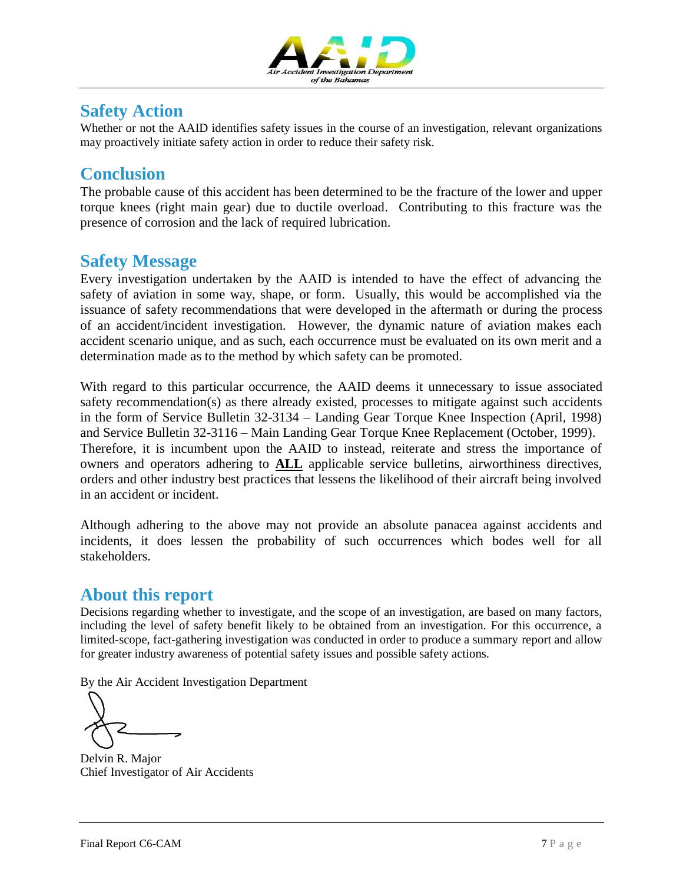## Safety Action

Whether or not the AAID identifies safety issues in the course of an investigation, relevant organizations may proactively initiate safety action in order to reduce their safety risk.

## Conclusion

The probable cause of this accident has been determined to be the fracture of the lower and upper torque knees (right main gear) due to ductile overload. Contributing to this fracture was the presence of corrosion and the lack of required lubrication.

## Safety Message

Every investigation undertaken by the AAID is intended to have the effect of advancing the safety of aviation in some way, shape, or form. Usually, this would be accomplished via the issuance of safety recommendations that were developed in the aftermath or during the process of an accident/incident investigation. However, the dynamic nature of aviation makes each accident scenario unique, and as such, each occurrence must be evaluated on its own merit and a determination made as to the method by which safety can be promoted.

With regard to this particular occurrence, the AAID deems it unnecessary to issue associated safety recommendation(s) as there already existed, processes to mitigate against such accidents in the form of Service Bulletin 32-3134 – Landing Gear Torque Knee Inspection (April, 1998) and Service Bulletin 32-3116 – Main Landing Gear Torque Knee Replacement (October, 1999). Therefore, it is incumbent upon the AAID to instead, reiterate and stress the importance of owners and operators adhering to <u>**ALL**</u> applicable service bulletins, airworthiness directives, orders and other industry best practices that lessens the likelihood of their aircraft being involved in an accident or incident.

Although adhering to the above may not provide an absolute panacea against accidents and incidents, it does lessen the probability of such occurrences which bodes well for all stakeholders.

## About this report

Decisions regarding whether to investigate, and the scope of an investigation, are based on many factors, including the level of safety benefit likely to be obtained from an investigation. For this occurrence, a limited-scope, fact-gathering investigation was conducted in order to produce a summary report and allow for greater industry awareness of potential safety issues and possible safety actions.

By the Air Accident Investigation Department

Delvin R. Major
Chief Investigator of Air Accidents